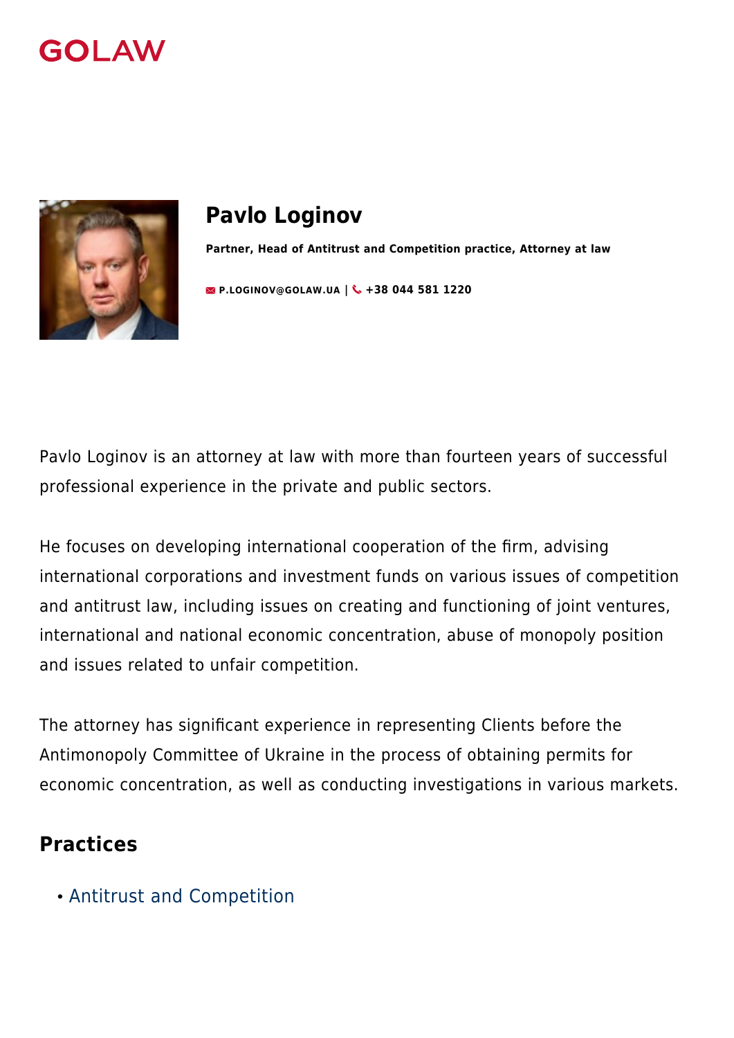GOLAW

# Pavlo Loginov

**Partner, Head of Antitrust and Competition practice, Attorney at law**

**P.LOGINOV@GOLAW.UA** | **+38 044 581 1220**

Pavlo Loginov is an attorney at law with more than fourteen years of successful professional experience in the private and public sectors.

He focuses on developing international cooperation of the firm, advising international corporations and investment funds on various issues of competition and antitrust law, including issues on creating and functioning of joint ventures, international and national economic concentration, abuse of monopoly position and issues related to unfair competition.

The attorney has significant experience in representing Clients before the Antimonopoly Committee of Ukraine in the process of obtaining permits for economic concentration, as well as conducting investigations in various markets.

## Practices

- Antitrust and Competition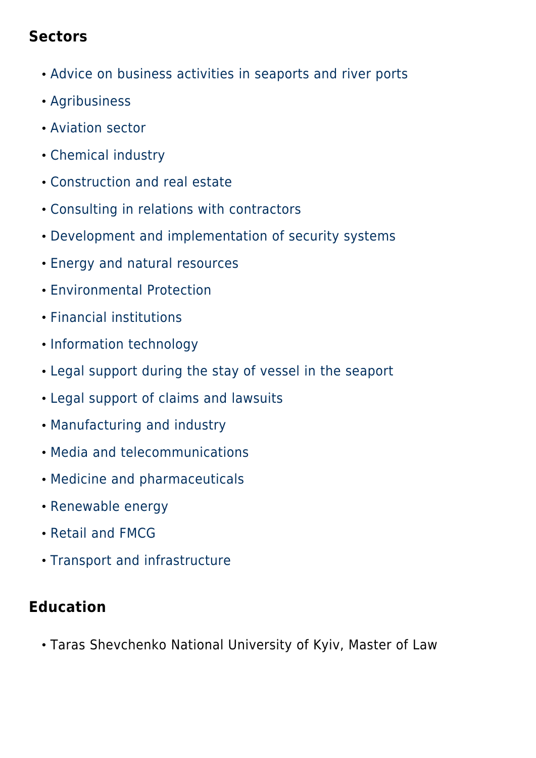## Sectors

- Advice on business activities in seaports and river ports
- Agribusiness
- Aviation sector
- Chemical industry
- Construction and real estate
- Consulting in relations with contractors
- Development and implementation of security systems
- Energy and natural resources
- Environmental Protection
- Financial institutions
- Information technology
- Legal support during the stay of vessel in the seaport
- Legal support of claims and lawsuits
- Manufacturing and industry
- Media and telecommunications
- Medicine and pharmaceuticals
- Renewable energy
- Retail and FMCG
- Transport and infrastructure

## Education

- Taras Shevchenko National University of Kyiv, Master of Law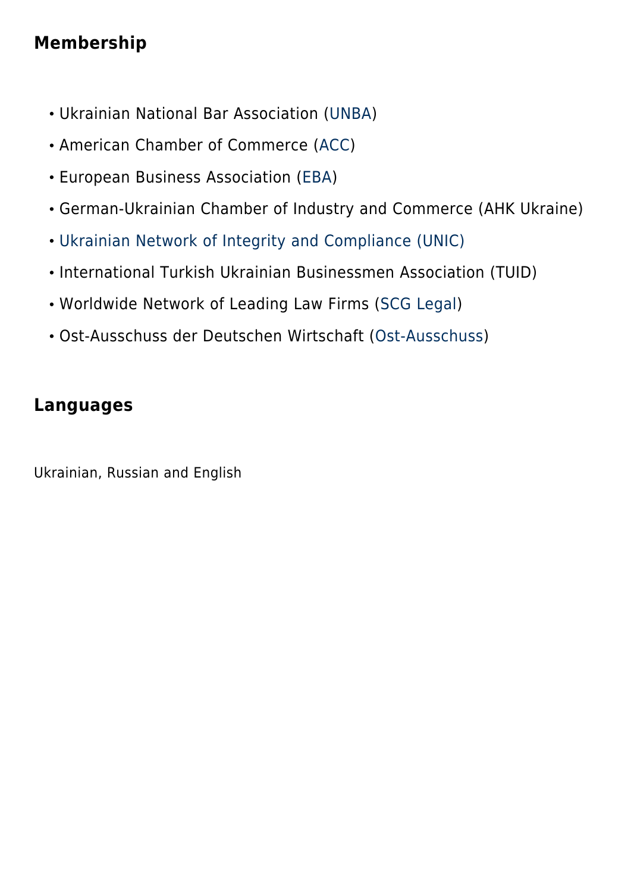## Membership

- Ukrainian National Bar Association (UNBA)
- American Chamber of Commerce (ACC)
- European Business Association (EBA)
- German-Ukrainian Chamber of Industry and Commerce (AHK Ukraine)
- Ukrainian Network of Integrity and Compliance (UNIC)
- International Turkish Ukrainian Businessmen Association (TUID)
- Worldwide Network of Leading Law Firms (SCG Legal)
- Ost-Ausschuss der Deutschen Wirtschaft (Ost-Ausschuss)

## Languages

Ukrainian, Russian and English